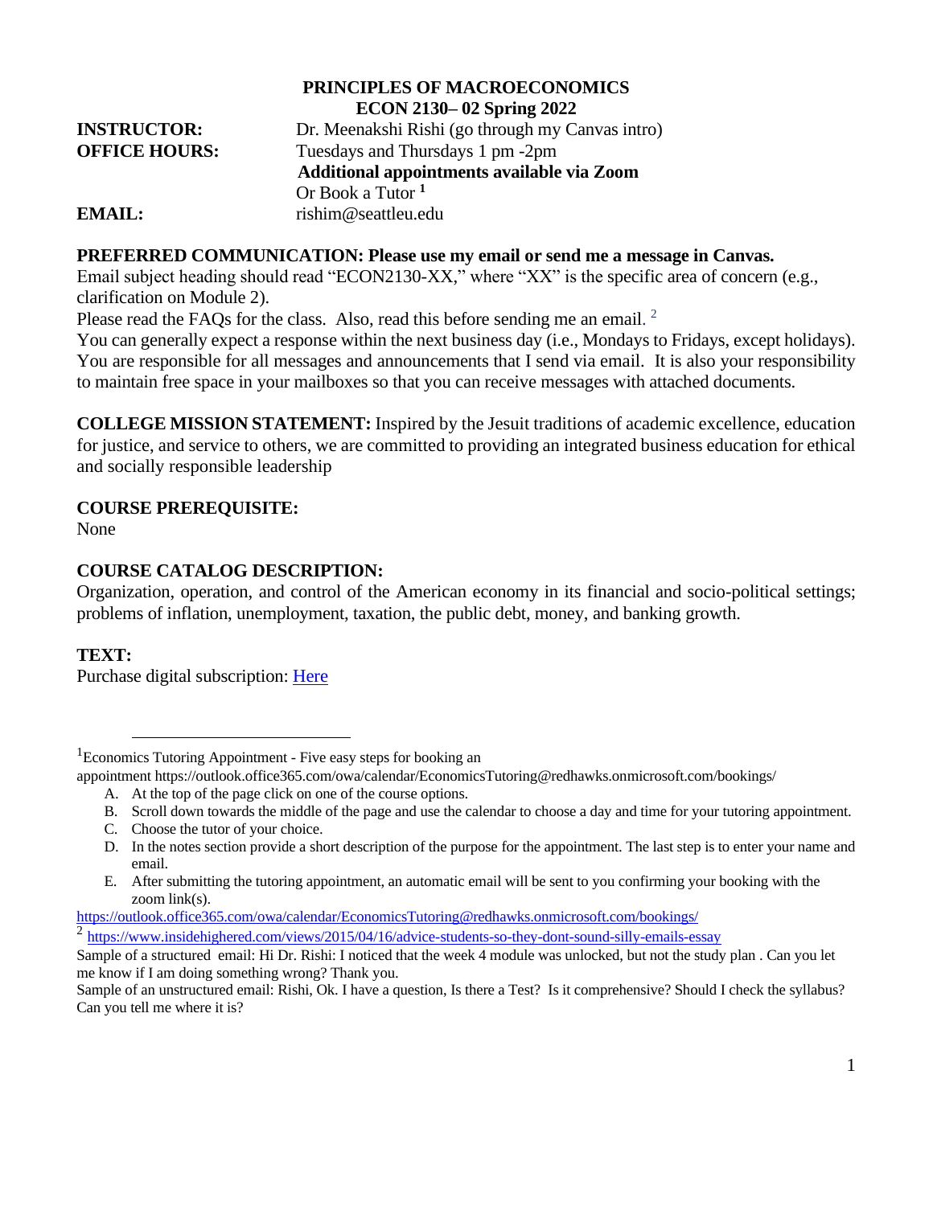# PRINCIPLES OF MACROECONOMICS
## ECON 2130– 02 Spring 2022

**INSTRUCTOR:** Dr. Meenakshi Rishi (go through my Canvas intro)

**OFFICE HOURS:** Tuesdays and Thursdays 1 pm -2pm
**Additional appointments available via Zoom**
Or Book a Tutor [1]

**EMAIL:** rishim@seattleu.edu

**PREFERRED COMMUNICATION: Please use my email or send me a message in Canvas.**
Email subject heading should read "ECON2130-XX," where "XX" is the specific area of concern (e.g., clarification on Module 2).
Please read the FAQs for the class. Also, read this before sending me an email. [2]
You can generally expect a response within the next business day (i.e., Mondays to Fridays, except holidays). You are responsible for all messages and announcements that I send via email. It is also your responsibility to maintain free space in your mailboxes so that you can receive messages with attached documents.

**COLLEGE MISSION STATEMENT:** Inspired by the Jesuit traditions of academic excellence, education for justice, and service to others, we are committed to providing an integrated business education for ethical and socially responsible leadership

**COURSE PREREQUISITE:**
None

**COURSE CATALOG DESCRIPTION:**
Organization, operation, and control of the American economy in its financial and socio-political settings; problems of inflation, unemployment, taxation, the public debt, money, and banking growth.

**TEXT:**
Purchase digital subscription: Here

---

[1] Economics Tutoring Appointment - Five easy steps for booking an appointment https://outlook.office365.com/owa/calendar/EconomicsTutoring@redhawks.onmicrosoft.com/bookings/

A. At the top of the page click on one of the course options.
B. Scroll down towards the middle of the page and use the calendar to choose a day and time for your tutoring appointment.
C. Choose the tutor of your choice.
D. In the notes section provide a short description of the purpose for the appointment. The last step is to enter your name and email.
E. After submitting the tutoring appointment, an automatic email will be sent to you confirming your booking with the zoom link(s).

https://outlook.office365.com/owa/calendar/EconomicsTutoring@redhawks.onmicrosoft.com/bookings/

[2] https://www.insidehighered.com/views/2015/04/16/advice-students-so-they-dont-sound-silly-emails-essay

Sample of a structured email: Hi Dr. Rishi: I noticed that the week 4 module was unlocked, but not the study plan . Can you let me know if I am doing something wrong? Thank you.

Sample of an unstructured email: Rishi, Ok. I have a question, Is there a Test? Is it comprehensive? Should I check the syllabus? Can you tell me where it is?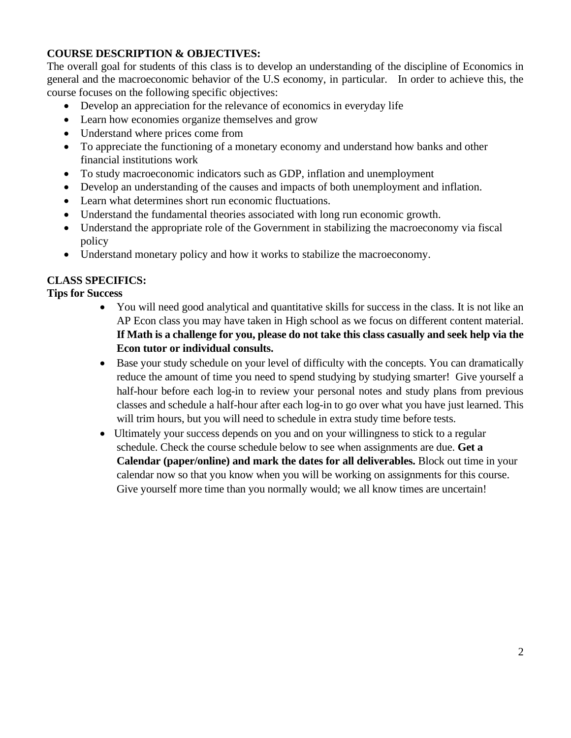**COURSE DESCRIPTION & OBJECTIVES:**

The overall goal for students of this class is to develop an understanding of the discipline of Economics in general and the macroeconomic behavior of the U.S economy, in particular. In order to achieve this, the course focuses on the following specific objectives:

- Develop an appreciation for the relevance of economics in everyday life
- Learn how economies organize themselves and grow
- Understand where prices come from
- To appreciate the functioning of a monetary economy and understand how banks and other financial institutions work
- To study macroeconomic indicators such as GDP, inflation and unemployment
- Develop an understanding of the causes and impacts of both unemployment and inflation.
- Learn what determines short run economic fluctuations.
- Understand the fundamental theories associated with long run economic growth.
- Understand the appropriate role of the Government in stabilizing the macroeconomy via fiscal policy
- Understand monetary policy and how it works to stabilize the macroeconomy.

**CLASS SPECIFICS:**

**Tips for Success**

- You will need good analytical and quantitative skills for success in the class. It is not like an AP Econ class you may have taken in High school as we focus on different content material. **If Math is a challenge for you, please do not take this class casually and seek help via the Econ tutor or individual consults.**
- Base your study schedule on your level of difficulty with the concepts. You can dramatically reduce the amount of time you need to spend studying by studying smarter! Give yourself a half-hour before each log-in to review your personal notes and study plans from previous classes and schedule a half-hour after each log-in to go over what you have just learned. This will trim hours, but you will need to schedule in extra study time before tests.
- Ultimately your success depends on you and on your willingness to stick to a regular schedule. Check the course schedule below to see when assignments are due. **Get a Calendar (paper/online) and mark the dates for all deliverables.** Block out time in your calendar now so that you know when you will be working on assignments for this course. Give yourself more time than you normally would; we all know times are uncertain!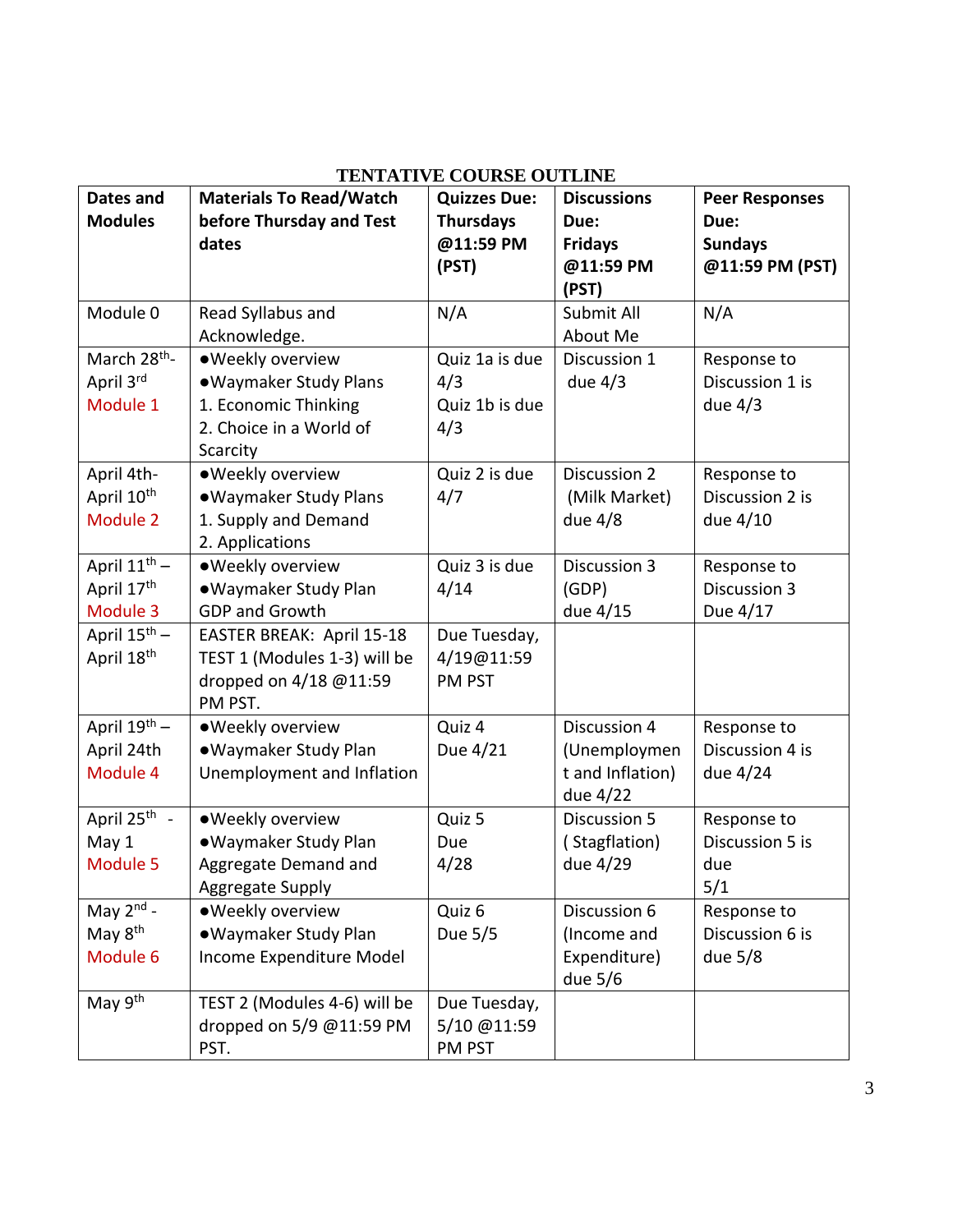# TENTATIVE COURSE OUTLINE

| Dates and Modules | Materials To Read/Watch before Thursday and Test dates | Quizzes Due: Thursdays @11:59 PM (PST) | Discussions Due: Fridays @11:59 PM (PST) | Peer Responses Due: Sundays @11:59 PM (PST) |
|---|---|---|---|---|
| Module 0 | Read Syllabus and Acknowledge. | N/A | Submit All About Me | N/A |
| March 28th- April 3rd Module 1 | ●Weekly overview ●Waymaker Study Plans 1. Economic Thinking 2. Choice in a World of Scarcity | Quiz 1a is due 4/3 Quiz 1b is due 4/3 | Discussion 1 due 4/3 | Response to Discussion 1 is due 4/3 |
| April 4th- April 10th Module 2 | ●Weekly overview ●Waymaker Study Plans 1. Supply and Demand 2. Applications | Quiz 2 is due 4/7 | Discussion 2 (Milk Market) due 4/8 | Response to Discussion 2 is due 4/10 |
| April 11th – April 17th Module 3 | ●Weekly overview ●Waymaker Study Plan GDP and Growth | Quiz 3 is due 4/14 | Discussion 3 (GDP) due 4/15 | Response to Discussion 3 Due 4/17 |
| April 15th – April 18th | EASTER BREAK: April 15-18 TEST 1 (Modules 1-3) will be dropped on 4/18 @11:59 PM PST. | Due Tuesday, 4/19@11:59 PM PST | | |
| April 19th – April 24th Module 4 | ●Weekly overview ●Waymaker Study Plan Unemployment and Inflation | Quiz 4 Due 4/21 | Discussion 4 (Unemployment and Inflation) due 4/22 | Response to Discussion 4 is due 4/24 |
| April 25th - May 1 Module 5 | ●Weekly overview ●Waymaker Study Plan Aggregate Demand and Aggregate Supply | Quiz 5 Due 4/28 | Discussion 5 ( Stagflation) due 4/29 | Response to Discussion 5 is due 5/1 |
| May 2nd - May 8th Module 6 | ●Weekly overview ●Waymaker Study Plan Income Expenditure Model | Quiz 6 Due 5/5 | Discussion 6 (Income and Expenditure) due 5/6 | Response to Discussion 6 is due 5/8 |
| May 9th | TEST 2 (Modules 4-6) will be dropped on 5/9 @11:59 PM PST. | Due Tuesday, 5/10 @11:59 PM PST | | |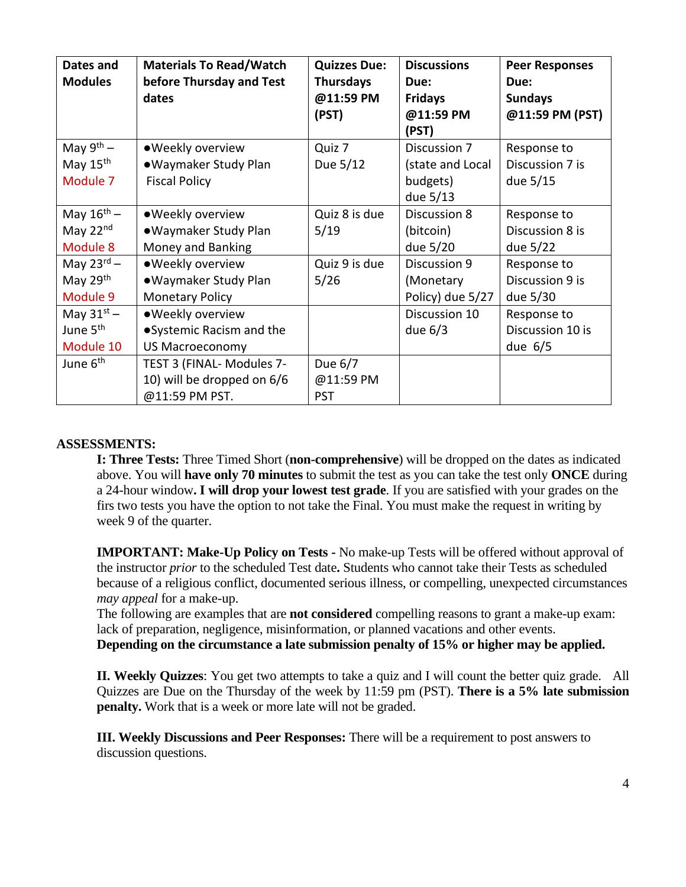| Dates and Modules | Materials To Read/Watch before Thursday and Test dates | Quizzes Due: Thursdays @11:59 PM (PST) | Discussions Due: Fridays @11:59 PM (PST) | Peer Responses Due: Sundays @11:59 PM (PST) |
|---|---|---|---|---|
| May 9th – May 15th Module 7 | ●Weekly overview ●Waymaker Study Plan Fiscal Policy | Quiz 7 Due 5/12 | Discussion 7 (state and Local budgets) due 5/13 | Response to Discussion 7 is due 5/15 |
| May 16th – May 22nd Module 8 | ●Weekly overview ●Waymaker Study Plan Money and Banking | Quiz 8 is due 5/19 | Discussion 8 (bitcoin) due 5/20 | Response to Discussion 8 is due 5/22 |
| May 23rd – May 29th Module 9 | ●Weekly overview ●Waymaker Study Plan Monetary Policy | Quiz 9 is due 5/26 | Discussion 9 (Monetary Policy) due 5/27 | Response to Discussion 9 is due 5/30 |
| May 31st – June 5th Module 10 | ●Weekly overview ●Systemic Racism and the US Macroeconomy | | Discussion 10 due 6/3 | Response to Discussion 10 is due 6/5 |
| June 6th | TEST 3 (FINAL- Modules 7-10) will be dropped on 6/6 @11:59 PM PST. | Due 6/7 @11:59 PM PST | | |

**ASSESSMENTS:**

**I: Three Tests:** Three Timed Short (**non-comprehensive**) will be dropped on the dates as indicated above. You will **have only 70 minutes** to submit the test as you can take the test only **ONCE** during a 24-hour window**. I will drop your lowest test grade**. If you are satisfied with your grades on the firs two tests you have the option to not take the Final. You must make the request in writing by week 9 of the quarter.

**IMPORTANT: Make-Up Policy on Tests -** No make-up Tests will be offered without approval of the instructor *prior* to the scheduled Test date**.** Students who cannot take their Tests as scheduled because of a religious conflict, documented serious illness, or compelling, unexpected circumstances *may appeal* for a make-up.
The following are examples that are **not considered** compelling reasons to grant a make-up exam: lack of preparation, negligence, misinformation, or planned vacations and other events.
**Depending on the circumstance a late submission penalty of 15% or higher may be applied.**

**II. Weekly Quizzes**: You get two attempts to take a quiz and I will count the better quiz grade. All Quizzes are Due on the Thursday of the week by 11:59 pm (PST). **There is a 5% late submission penalty.** Work that is a week or more late will not be graded.

**III. Weekly Discussions and Peer Responses:** There will be a requirement to post answers to discussion questions.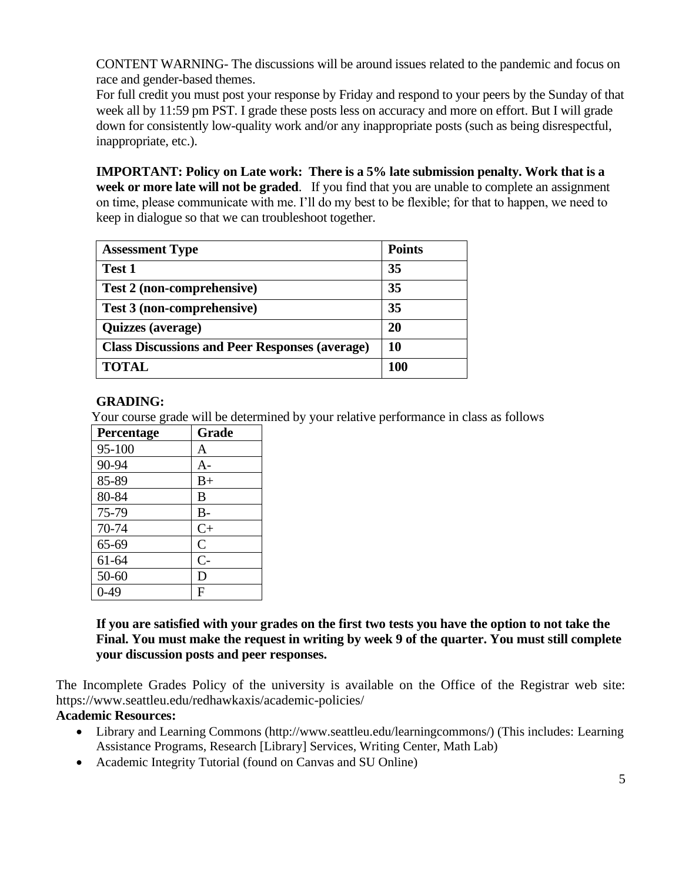CONTENT WARNING- The discussions will be around issues related to the pandemic and focus on race and gender-based themes.

For full credit you must post your response by Friday and respond to your peers by the Sunday of that week all by 11:59 pm PST. I grade these posts less on accuracy and more on effort. But I will grade down for consistently low-quality work and/or any inappropriate posts (such as being disrespectful, inappropriate, etc.).

**IMPORTANT: Policy on Late work: There is a 5% late submission penalty. Work that is a week or more late will not be graded**. If you find that you are unable to complete an assignment on time, please communicate with me. I'll do my best to be flexible; for that to happen, we need to keep in dialogue so that we can troubleshoot together.

| **Assessment Type** | **Points** |
|---|---|
| **Test 1** | **35** |
| **Test 2 (non-comprehensive)** | **35** |
| **Test 3 (non-comprehensive)** | **35** |
| **Quizzes (average)** | **20** |
| **Class Discussions and Peer Responses (average)** | **10** |
| **TOTAL** | **100** |

**GRADING:**

Your course grade will be determined by your relative performance in class as follows

| Percentage | Grade |
|---|---|
| 95-100 | A |
| 90-94 | A- |
| 85-89 | B+ |
| 80-84 | B |
| 75-79 | B- |
| 70-74 | C+ |
| 65-69 | C |
| 61-64 | C- |
| 50-60 | D |
| 0-49 | F |

**If you are satisfied with your grades on the first two tests you have the option to not take the Final. You must make the request in writing by week 9 of the quarter. You must still complete your discussion posts and peer responses.**

The Incomplete Grades Policy of the university is available on the Office of the Registrar web site: https://www.seattleu.edu/redhawkaxis/academic-policies/

**Academic Resources:**

- Library and Learning Commons (http://www.seattleu.edu/learningcommons/) (This includes: Learning Assistance Programs, Research [Library] Services, Writing Center, Math Lab)
- Academic Integrity Tutorial (found on Canvas and SU Online)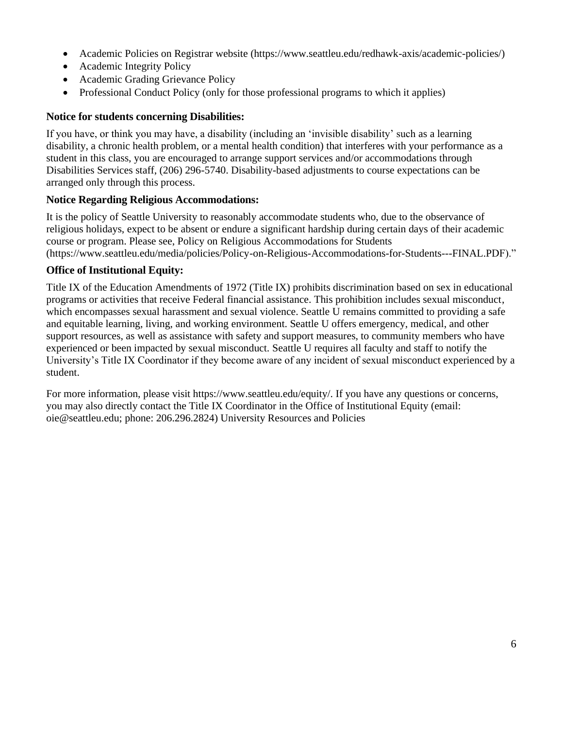- Academic Policies on Registrar website (https://www.seattleu.edu/redhawk-axis/academic-policies/)
- Academic Integrity Policy
- Academic Grading Grievance Policy
- Professional Conduct Policy (only for those professional programs to which it applies)

### Notice for students concerning Disabilities:

If you have, or think you may have, a disability (including an 'invisible disability' such as a learning disability, a chronic health problem, or a mental health condition) that interferes with your performance as a student in this class, you are encouraged to arrange support services and/or accommodations through Disabilities Services staff, (206) 296-5740. Disability-based adjustments to course expectations can be arranged only through this process.

### Notice Regarding Religious Accommodations:

It is the policy of Seattle University to reasonably accommodate students who, due to the observance of religious holidays, expect to be absent or endure a significant hardship during certain days of their academic course or program. Please see, Policy on Religious Accommodations for Students (https://www.seattleu.edu/media/policies/Policy-on-Religious-Accommodations-for-Students---FINAL.PDF)."

### Office of Institutional Equity:

Title IX of the Education Amendments of 1972 (Title IX) prohibits discrimination based on sex in educational programs or activities that receive Federal financial assistance. This prohibition includes sexual misconduct, which encompasses sexual harassment and sexual violence. Seattle U remains committed to providing a safe and equitable learning, living, and working environment. Seattle U offers emergency, medical, and other support resources, as well as assistance with safety and support measures, to community members who have experienced or been impacted by sexual misconduct. Seattle U requires all faculty and staff to notify the University's Title IX Coordinator if they become aware of any incident of sexual misconduct experienced by a student.

For more information, please visit https://www.seattleu.edu/equity/. If you have any questions or concerns, you may also directly contact the Title IX Coordinator in the Office of Institutional Equity (email: oie@seattleu.edu; phone: 206.296.2824) University Resources and Policies